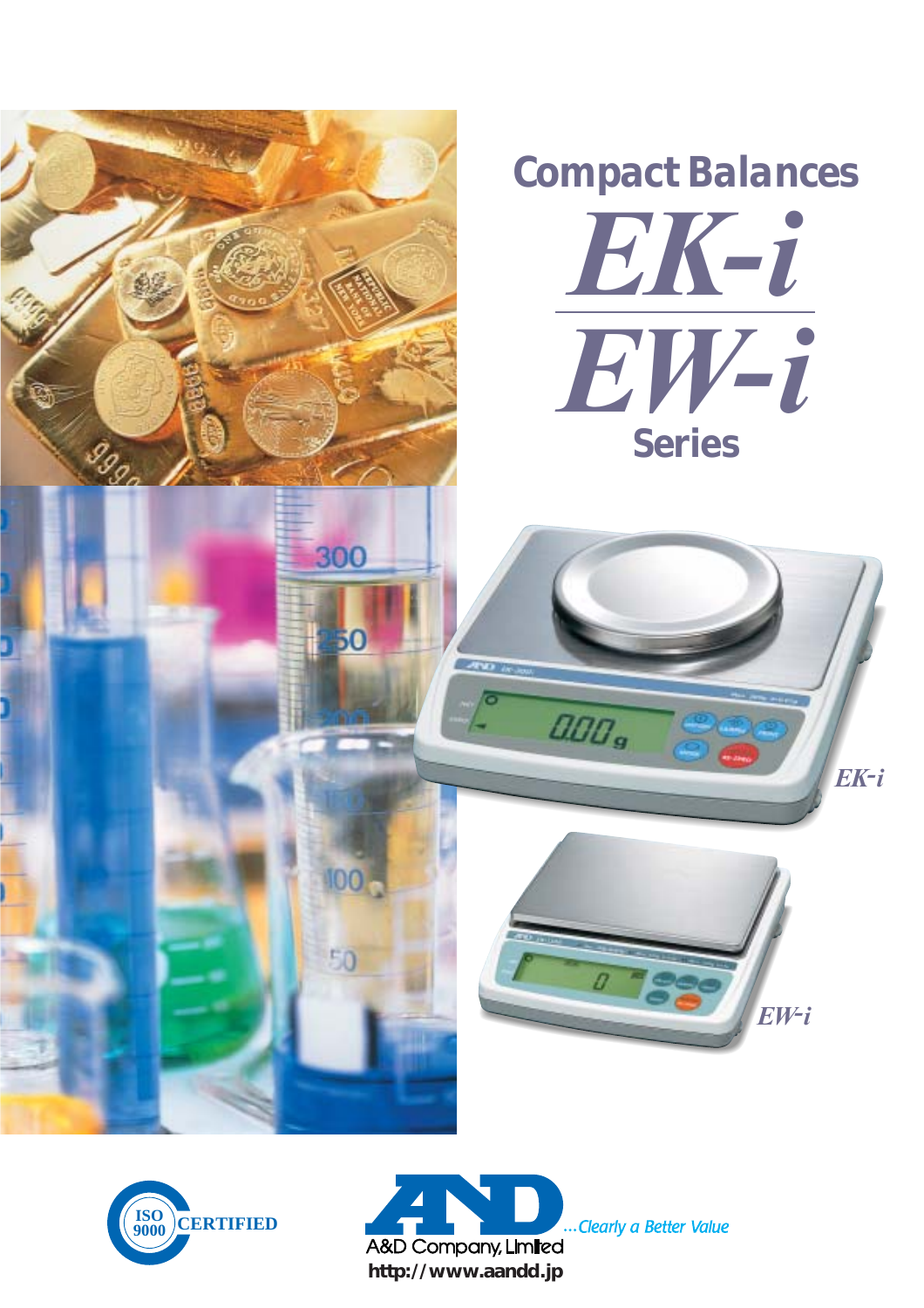# Compact Balances

# *EK-i*

# *EW-i*

## Series

*EK-i*

*EW-i*

ISO 9000 CERTIFIED

A&D Company, Limited

*...Clearly a Better Value*

**http://www.aandd.jp**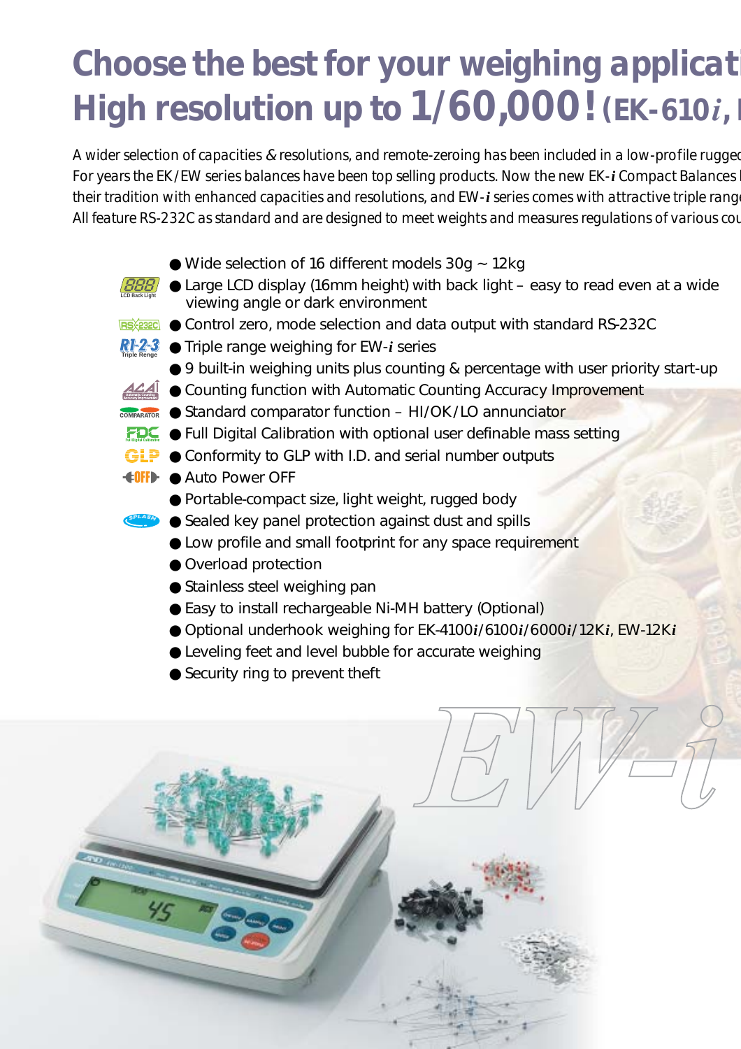# Choose the best for your weighing applicati
# High resolution up to 1/60,000! (EK-610*i*, I

*A wider selection of capacities & resolutions, and remote-zeroing has been included in a low-profile rugged*
*For years the EK/EW series balances have been top selling products. Now the new EK-**i** Compact Balances l*
*their tradition with enhanced capacities and resolutions, and EW-**i** series comes with attractive triple range*
*All feature RS-232C as standard and are designed to meet weights and measures regulations of various cou*

- Wide selection of 16 different models 30g ~ 12kg
- Large LCD display (16mm height) with back light – easy to read even at a wide viewing angle or dark environment
- Control zero, mode selection and data output with standard RS-232C
- Triple range weighing for EW-*i* series
- 9 built-in weighing units plus counting & percentage with user priority start-up
- Counting function with Automatic Counting Accuracy Improvement
- Standard comparator function – HI/OK/LO annunciator
- Full Digital Calibration with optional user definable mass setting
- Conformity to GLP with I.D. and serial number outputs
- Auto Power OFF
- Portable-compact size, light weight, rugged body
- Sealed key panel protection against dust and spills
- Low profile and small footprint for any space requirement
- Overload protection
- Stainless steel weighing pan
- Easy to install rechargeable Ni-MH battery (Optional)
- Optional underhook weighing for EK-4100*i*/6100*i*/6000*i*/12K*i*, EW-12K*i*
- Leveling feet and level bubble for accurate weighing
- Security ring to prevent theft

EW-*i*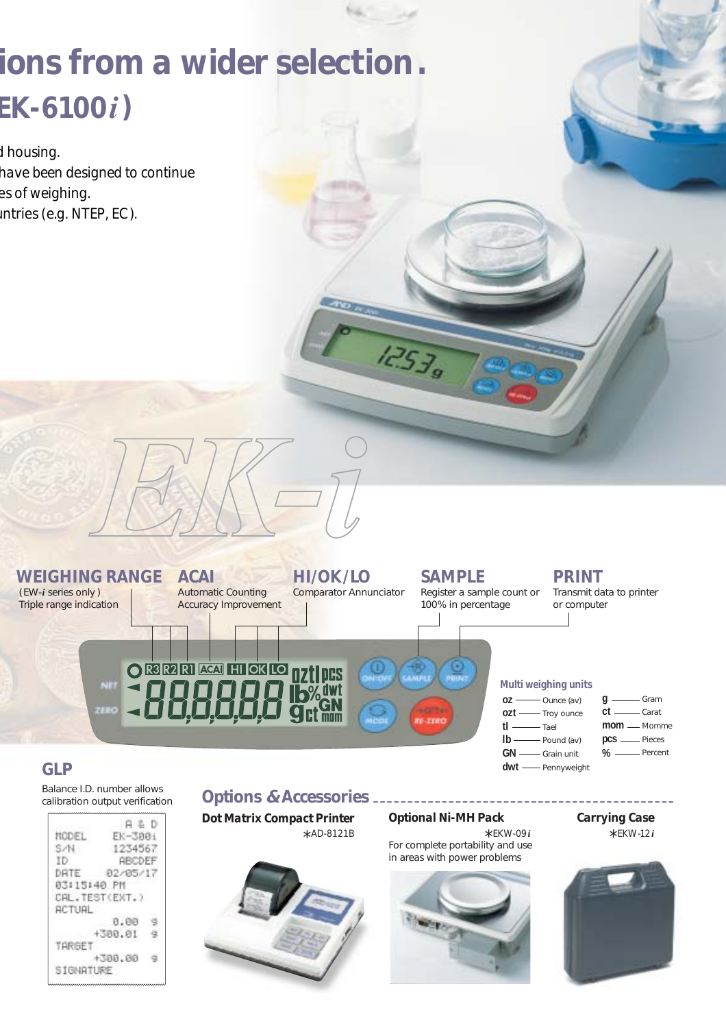# ions from a wider selection.

## EK-6100*i* )

d housing.
have been designed to continue
es of weighing.
untries (e.g. NTEP, EC).

EK-*i*

**WEIGHING RANGE**
(EW-*i* series only)
Triple range indication

**ACAI**
Automatic Counting Accuracy Improvement

**HI/OK/LO**
Comparator Annunciator

**SAMPLE**
Register a sample count or 100% in percentage

**PRINT**
Transmit data to printer or computer

### Multi weighing units

| Unit | Name | Unit | Name |
|---|---|---|---|
| oz | Ounce (av) | g | Gram |
| ozt | Troy ounce | ct | Carat |
| tl | Tael | mom | Momme |
| lb | Pound (av) | pcs | Pieces |
| GN | Grain unit | % | Percent |
| dwt | Pennyweight | | |

### GLP

Balance I.D. number allows calibration output verification

```
         A & D
MODEL    EK-300i
S/N      1234567
ID        ABCDEF
DATE    02/05/17
03:15:40 PM
CAL.TEST(EXT.)
ACTUAL
           0.00  g
        +300.01  g
TARGET
        +300.00  g
SIGNATURE
```

## Options & Accessories

**Dot Matrix Compact Printer**
*AD-8121B

**Optional Ni-MH Pack**
*EKW-09*i*
For complete portability and use in areas with power problems

**Carrying Case**
*EKW-12*i*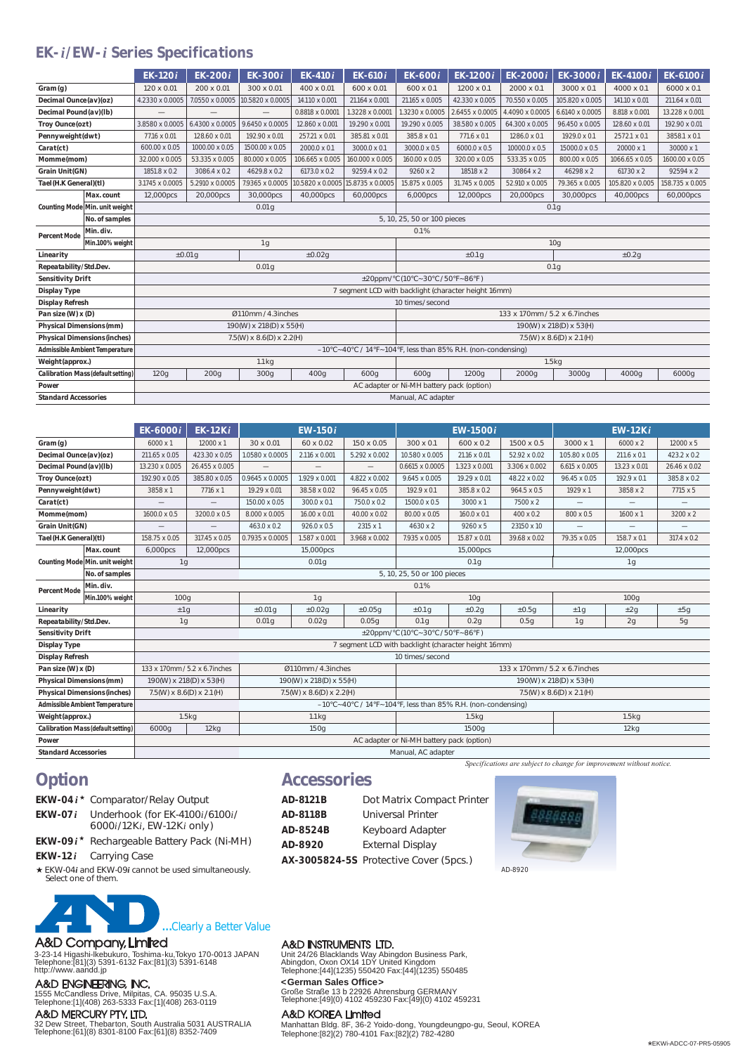## EK-*i*/EW-*i* Series Specifications

| | | EK-120*i* | EK-200*i* | EK-300*i* | EK-410*i* | EK-610*i* | EK-600*i* | EK-1200*i* | EK-2000*i* | EK-3000*i* | EK-4100*i* | EK-6100*i* |
|---|---|---|---|---|---|---|---|---|---|---|---|---|
| Gram (g) | | 120 x 0.01 | 200 x 0.01 | 300 x 0.01 | 400 x 0.01 | 600 x 0.01 | 600 x 0.1 | 1200 x 0.1 | 2000 x 0.1 | 3000 x 0.1 | 4000 x 0.1 | 6000 x 0.1 |
| Decimal Ounce (av)(oz) | | 4.2330 x 0.0005 | 7.0550 x 0.0005 | 10.5820 x 0.0005 | 14.110 x 0.001 | 21.164 x 0.001 | 21.165 x 0.005 | 42.330 x 0.005 | 70.550 x 0.005 | 105.820 x 0.005 | 141.10 x 0.01 | 211.64 x 0.01 |
| Decimal Pound (av)(lb) | | — | — | — | 0.8818 x 0.0001 | 1.3228 x 0.0001 | 1.3230 x 0.0005 | 2.6455 x 0.0005 | 4.4090 x 0.0005 | 6.6140 x 0.0005 | 8.818 x 0.001 | 13.228 x 0.001 |
| Troy Ounce (ozt) | | 3.8580 x 0.0005 | 6.4300 x 0.0005 | 9.6450 x 0.0005 | 12.860 x 0.001 | 19.290 x 0.001 | 19.290 x 0.005 | 38.580 x 0.005 | 64.300 x 0.005 | 96.450 x 0.005 | 128.60 x 0.01 | 192.90 x 0.01 |
| Pennyweight (dwt) | | 77.16 x 0.01 | 128.60 x 0.01 | 192.90 x 0.01 | 257.21 x 0.01 | 385.81 x 0.01 | 385.8 x 0.1 | 771.6 x 0.1 | 1286.0 x 0.1 | 1929.0 x 0.1 | 2572.1 x 0.1 | 3858.1 x 0.1 |
| Carat (ct) | | 600.00 x 0.05 | 1000.00 x 0.05 | 1500.00 x 0.05 | 2000.0 x 0.1 | 3000.0 x 0.1 | 3000.0 x 0.5 | 6000.0 x 0.5 | 10000.0 x 0.5 | 15000.0 x 0.5 | 20000 x 1 | 30000 x 1 |
| Momme (mom) | | 32.000 x 0.005 | 53.335 x 0.005 | 80.000 x 0.005 | 106.665 x 0.005 | 160.000 x 0.005 | 160.00 x 0.05 | 320.00 x 0.05 | 533.35 x 0.05 | 800.00 x 0.05 | 1066.65 x 0.05 | 1600.00 x 0.05 |
| Grain Unit (GN) | | 1851.8 x 0.2 | 3086.4 x 0.2 | 4629.8 x 0.2 | 6173.0 x 0.2 | 9259.4 x 0.2 | 9260 x 2 | 18518 x 2 | 30864 x 2 | 46298 x 2 | 61730 x 2 | 92594 x 2 |
| Tael (H.K General)(tl) | | 3.1745 x 0.0005 | 5.2910 x 0.0005 | 7.9365 x 0.0005 | 10.5820 x 0.0005 | 15.8735 x 0.0005 | 15.875 x 0.005 | 31.745 x 0.005 | 52.910 x 0.005 | 79.365 x 0.005 | 105.820 x 0.005 | 158.735 x 0.005 |
| Counting Mode | Max. count | 12,000pcs | 20,000pcs | 30,000pcs | 40,000pcs | 60,000pcs | 6,000pcs | 12,000pcs | 20,000pcs | 30,000pcs | 40,000pcs | 60,000pcs |
| | Min. unit weight | 0.01g | | | | | 0.1g | | | | | |
| | No. of samples | 5, 10, 25, 50 or 100 pieces | | | | | | | | | | |
| Percent Mode | Min. div. | 0.1% | | | | | | | | | | |
| | Min.100% weight | 1g | | | | | 10g | | | | | |
| Linearity | | ±0.01g | | ±0.02g | | | ±0.1g | | | ±0.2g | | |
| Repeatability/Std.Dev. | | 0.01g | | | | | 0.1g | | | | | |
| Sensitivity Drift | | ±20ppm/°C(10°C~30°C/50°F~86°F) | | | | | | | | | | |
| Display Type | | 7 segment LCD with backlight (character height 16mm) | | | | | | | | | | |
| Display Refresh | | 10 times/second | | | | | | | | | | |
| Pan size (W) x (D) | | Ø110mm/4.3inches | | | | | 133 x 170mm/5.2 x 6.7inches | | | | | |
| Physical Dimensions (mm) | | 190(W) x 218(D) x 55(H) | | | | | 190(W) x 218(D) x 53(H) | | | | | |
| Physical Dimensions (inches) | | 7.5(W) x 8.6(D) x 2.2(H) | | | | | 7.5(W) x 8.6(D) x 2.1(H) | | | | | |
| Admissible Ambient Temperature | | -10°C~40°C/14°F~104°F, less than 85% R.H. (non-condensing) | | | | | | | | | | |
| Weight (approx.) | | 1.1kg | | | | | 1.5kg | | | | | |
| Calibration Mass (default setting) | | 120g | 200g | 300g | 400g | 600g | 600g | 1200g | 2000g | 3000g | 4000g | 6000g |
| Power | | AC adapter or Ni-MH battery pack (option) | | | | | | | | | | |
| Standard Accessories | | Manual, AC adapter | | | | | | | | | | |

| | | EK-6000*i* | EK-12K*i* | EW-150*i* | | | EW-1500*i* | | | EW-12K*i* | | |
|---|---|---|---|---|---|---|---|---|---|---|---|---|
| Gram (g) | | 6000 x 1 | 12000 x 1 | 30 x 0.01 | 60 x 0.02 | 150 x 0.05 | 300 x 0.1 | 600 x 0.2 | 1500 x 0.5 | 3000 x 1 | 6000 x 2 | 12000 x 5 |
| Decimal Ounce (av)(oz) | | 211.65 x 0.05 | 423.30 x 0.05 | 1.0580 x 0.0005 | 2.116 x 0.001 | 5.292 x 0.002 | 10.580 x 0.005 | 21.16 x 0.01 | 52.92 x 0.02 | 105.80 x 0.05 | 211.6 x 0.1 | 423.2 x 0.2 |
| Decimal Pound (av)(lb) | | 13.230 x 0.005 | 26.455 x 0.005 | — | — | — | 0.6615 x 0.0005 | 1.323 x 0.001 | 3.306 x 0.002 | 6.615 x 0.005 | 13.23 x 0.01 | 26.46 x 0.02 |
| Troy Ounce (ozt) | | 192.90 x 0.05 | 385.80 x 0.05 | 0.9645 x 0.0005 | 1.929 x 0.001 | 4.822 x 0.002 | 9.645 x 0.005 | 19.29 x 0.01 | 48.22 x 0.02 | 96.45 x 0.05 | 192.9 x 0.1 | 385.8 x 0.2 |
| Pennyweight (dwt) | | 3858 x 1 | 7716 x 1 | 19.29 x 0.01 | 38.58 x 0.02 | 96.45 x 0.05 | 192.9 x 0.1 | 385.8 x 0.2 | 964.5 x 0.5 | 1929 x 1 | 3858 x 2 | 7715 x 5 |
| Carat (ct) | | — | — | 150.00 x 0.05 | 300.0 x 0.1 | 750.0 x 0.2 | 1500.0 x 0.5 | 3000 x 1 | 7500 x 2 | — | — | — |
| Momme (mom) | | 1600.0 x 0.5 | 3200.0 x 0.5 | 8.000 x 0.005 | 16.00 x 0.01 | 40.00 x 0.02 | 80.00 x 0.05 | 160.0 x 0.1 | 400 x 0.2 | 800 x 0.5 | 1600 x 1 | 3200 x 2 |
| Grain Unit (GN) | | — | — | 463.0 x 0.2 | 926.0 x 0.5 | 2315 x 1 | 4630 x 2 | 9260 x 5 | 23150 x 10 | — | — | — |
| Tael (H.K General)(tl) | | 158.75 x 0.05 | 317.45 x 0.05 | 0.7935 x 0.0005 | 1.587 x 0.001 | 3.968 x 0.002 | 7.935 x 0.005 | 15.87 x 0.01 | 39.68 x 0.02 | 79.35 x 0.05 | 158.7 x 0.1 | 317.4 x 0.2 |
| Counting Mode | Max. count | 6,000pcs | 12,000pcs | 15,000pcs | | | 15,000pcs | | | 12,000pcs | | |
| | Min. unit weight | 1g | | 0.01g | | | 0.1g | | | 1g | | |
| | No. of samples | 5, 10, 25, 50 or 100 pieces | | | | | | | | | | |
| Percent Mode | Min. div. | 0.1% | | | | | | | | | | |
| | Min.100% weight | 100g | | 1g | | | 10g | | | 100g | | |
| Linearity | | ±1g | | ±0.01g | ±0.02g | ±0.05g | ±0.1g | ±0.2g | ±0.5g | ±1g | ±2g | ±5g |
| Repeatability/Std.Dev. | | 1g | | 0.01g | 0.02g | 0.05g | 0.1g | 0.2g | 0.5g | 1g | 2g | 5g |
| Sensitivity Drift | | ±20ppm/°C(10°C~30°C/50°F~86°F) | | | | | | | | | | |
| Display Type | | 7 segment LCD with backlight (character height 16mm) | | | | | | | | | | |
| Display Refresh | | 10 times/second | | | | | | | | | | |
| Pan size (W) x (D) | | 133 x 170mm/5.2 x 6.7inches | | Ø110mm/4.3inches | | | 133 x 170mm/5.2 x 6.7inches | | | | | |
| Physical Dimensions (mm) | | 190(W) x 218(D) x 53(H) | | 190(W) x 218(D) x 55(H) | | | 190(W) x 218(D) x 53(H) | | | | | |
| Physical Dimensions (inches) | | 7.5(W) x 8.6(D) x 2.1(H) | | 7.5(W) x 8.6(D) x 2.2(H) | | | 7.5(W) x 8.6(D) x 2.1(H) | | | | | |
| Admissible Ambient Temperature | | -10°C~40°C/14°F~104°F, less than 85% R.H. (non-condensing) | | | | | | | | | | |
| Weight (approx.) | | 1.5kg | | 1.1kg | | | 1.5kg | | | 1.5kg | | |
| Calibration Mass (default setting) | | 6000g | 12kg | 150g | | | 1500g | | | 12kg | | |
| Power | | AC adapter or Ni-MH battery pack (option) | | | | | | | | | | |
| Standard Accessories | | Manual, AC adapter | | | | | | | | | | |

*Specifications are subject to change for improvement without notice.*

## Option

- **EKW-04*i*★** Comparator/Relay Output
- **EKW-07*i*** Underhook (for EK-4100*i*/6100*i*/6000*i*/12K*i*, EW-12K*i* only)
- **EKW-09*i*★** Rechargeable Battery Pack (Ni-MH)
- **EKW-12*i*** Carrying Case

★ EKW-04*i* and EKW-09*i* cannot be used simultaneously. Select one of them.

## Accessories

- **AD-8121B** Dot Matrix Compact Printer
- **AD-8118B** Universal Printer
- **AD-8524B** Keyboard Adapter
- **AD-8920** External Display
- **AX-3005824-5S** Protective Cover (5pcs.)

AD-8920

...Clearly a Better Value

**A&D Company, Limited**
3-23-14 Higashi-Ikebukuro, Toshima-ku,Tokyo 170-0013 JAPAN
Telephone:[81](3) 5391-6132 Fax:[81](3) 5391-6148
http://www.aandd.jp

**A&D ENGINEERING, INC.**
1555 McCandless Drive, Milpitas, CA. 95035 U.S.A.
Telephone:[1](408) 263-5333 Fax:[1](408) 263-0119

**A&D MERCURY PTY. LTD.**
32 Dew Street, Thebarton, South Australia 5031 AUSTRALIA
Telephone:[61](8) 8301-8100 Fax:[61](8) 8352-7409

**A&D INSTRUMENTS LTD.**
Unit 24/26 Blacklands Way Abingdon Business Park, Abingdon, Oxon OX14 1DY United Kingdom
Telephone:[44](1235) 550420 Fax:[44](1235) 550485

**<German Sales Office>**
Große Straße 13 b 22926 Ahrensburg GERMANY
Telephone:[49](0) 4102 459230 Fax:[49](0) 4102 459231

**A&D KOREA Limited**
Manhattan Bldg. 8F, 36-2 Yoido-dong, Youngdeungpo-gu, Seoul, KOREA
Telephone:[82](2) 780-4101 Fax:[82](2) 782-4280

★EKWi-ADCC-07-PR5-05905